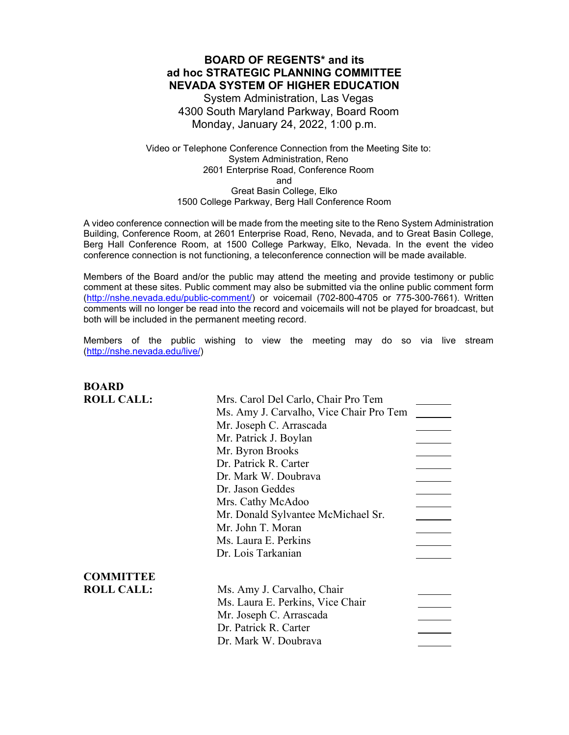# BOARD OF REGENTS* and its ad hoc STRATEGIC PLANNING COMMITTEE NEVADA SYSTEM OF HIGHER EDUCATION

System Administration, Las Vegas
4300 South Maryland Parkway, Board Room
Monday, January 24, 2022, 1:00 p.m.

Video or Telephone Conference Connection from the Meeting Site to:
System Administration, Reno
2601 Enterprise Road, Conference Room
and
Great Basin College, Elko
1500 College Parkway, Berg Hall Conference Room

A video conference connection will be made from the meeting site to the Reno System Administration Building, Conference Room, at 2601 Enterprise Road, Reno, Nevada, and to Great Basin College, Berg Hall Conference Room, at 1500 College Parkway, Elko, Nevada. In the event the video conference connection is not functioning, a teleconference connection will be made available.

Members of the Board and/or the public may attend the meeting and provide testimony or public comment at these sites. Public comment may also be submitted via the online public comment form (http://nshe.nevada.edu/public-comment/) or voicemail (702-800-4705 or 775-300-7661). Written comments will no longer be read into the record and voicemails will not be played for broadcast, but both will be included in the permanent meeting record.

Members of the public wishing to view the meeting may do so via live stream (http://nshe.nevada.edu/live/)

**BOARD ROLL CALL:**

| | |
|---|---|
| Mrs. Carol Del Carlo, Chair Pro Tem | _______ |
| Ms. Amy J. Carvalho, Vice Chair Pro Tem | _______ |
| Mr. Joseph C. Arrascada | _______ |
| Mr. Patrick J. Boylan | _______ |
| Mr. Byron Brooks | _______ |
| Dr. Patrick R. Carter | _______ |
| Dr. Mark W. Doubrava | _______ |
| Dr. Jason Geddes | _______ |
| Mrs. Cathy McAdoo | _______ |
| Mr. Donald Sylvantee McMichael Sr. | _______ |
| Mr. John T. Moran | _______ |
| Ms. Laura E. Perkins | _______ |
| Dr. Lois Tarkanian | _______ |

**COMMITTEE ROLL CALL:**

| | |
|---|---|
| Ms. Amy J. Carvalho, Chair | _______ |
| Ms. Laura E. Perkins, Vice Chair | _______ |
| Mr. Joseph C. Arrascada | _______ |
| Dr. Patrick R. Carter | _______ |
| Dr. Mark W. Doubrava | _______ |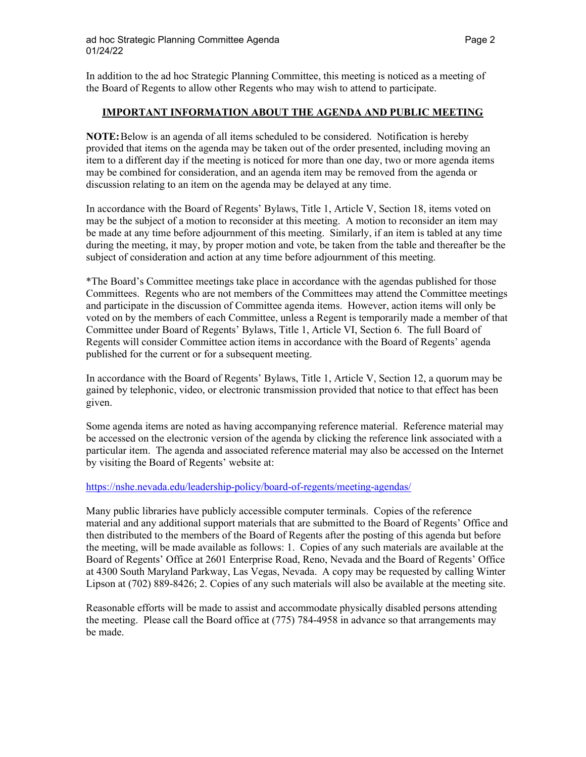In addition to the ad hoc Strategic Planning Committee, this meeting is noticed as a meeting of the Board of Regents to allow other Regents who may wish to attend to participate.

## IMPORTANT INFORMATION ABOUT THE AGENDA AND PUBLIC MEETING

**NOTE:** Below is an agenda of all items scheduled to be considered. Notification is hereby provided that items on the agenda may be taken out of the order presented, including moving an item to a different day if the meeting is noticed for more than one day, two or more agenda items may be combined for consideration, and an agenda item may be removed from the agenda or discussion relating to an item on the agenda may be delayed at any time.

In accordance with the Board of Regents' Bylaws, Title 1, Article V, Section 18, items voted on may be the subject of a motion to reconsider at this meeting. A motion to reconsider an item may be made at any time before adjournment of this meeting. Similarly, if an item is tabled at any time during the meeting, it may, by proper motion and vote, be taken from the table and thereafter be the subject of consideration and action at any time before adjournment of this meeting.

*The Board's Committee meetings take place in accordance with the agendas published for those Committees. Regents who are not members of the Committees may attend the Committee meetings and participate in the discussion of Committee agenda items. However, action items will only be voted on by the members of each Committee, unless a Regent is temporarily made a member of that Committee under Board of Regents' Bylaws, Title 1, Article VI, Section 6. The full Board of Regents will consider Committee action items in accordance with the Board of Regents' agenda published for the current or for a subsequent meeting.

In accordance with the Board of Regents' Bylaws, Title 1, Article V, Section 12, a quorum may be gained by telephonic, video, or electronic transmission provided that notice to that effect has been given.

Some agenda items are noted as having accompanying reference material. Reference material may be accessed on the electronic version of the agenda by clicking the reference link associated with a particular item. The agenda and associated reference material may also be accessed on the Internet by visiting the Board of Regents' website at:

https://nshe.nevada.edu/leadership-policy/board-of-regents/meeting-agendas/

Many public libraries have publicly accessible computer terminals. Copies of the reference material and any additional support materials that are submitted to the Board of Regents' Office and then distributed to the members of the Board of Regents after the posting of this agenda but before the meeting, will be made available as follows: 1. Copies of any such materials are available at the Board of Regents' Office at 2601 Enterprise Road, Reno, Nevada and the Board of Regents' Office at 4300 South Maryland Parkway, Las Vegas, Nevada. A copy may be requested by calling Winter Lipson at (702) 889-8426; 2. Copies of any such materials will also be available at the meeting site.

Reasonable efforts will be made to assist and accommodate physically disabled persons attending the meeting. Please call the Board office at (775) 784-4958 in advance so that arrangements may be made.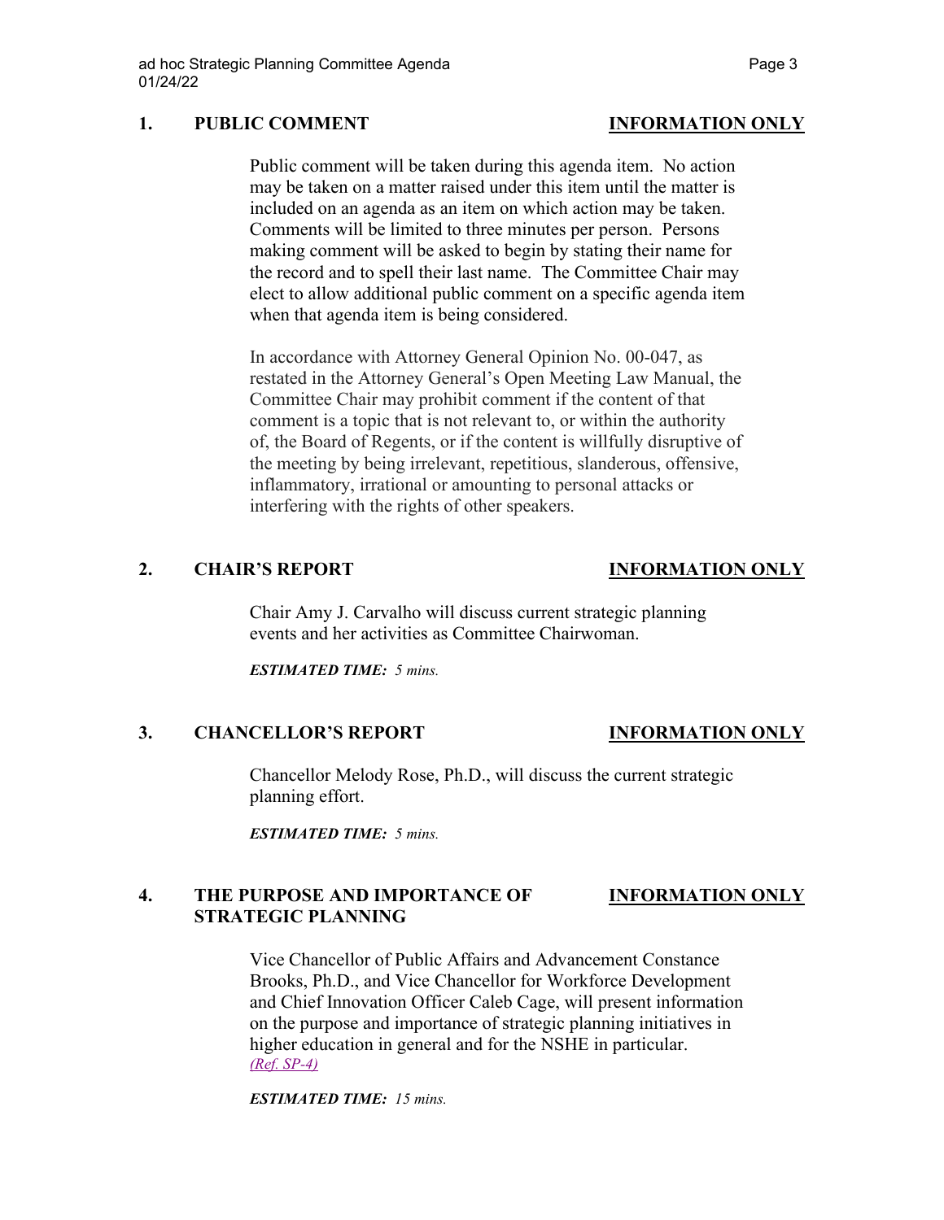## 1. PUBLIC COMMENT — <u>INFORMATION ONLY</u>

Public comment will be taken during this agenda item. No action may be taken on a matter raised under this item until the matter is included on an agenda as an item on which action may be taken. Comments will be limited to three minutes per person. Persons making comment will be asked to begin by stating their name for the record and to spell their last name. The Committee Chair may elect to allow additional public comment on a specific agenda item when that agenda item is being considered.

In accordance with Attorney General Opinion No. 00-047, as restated in the Attorney General's Open Meeting Law Manual, the Committee Chair may prohibit comment if the content of that comment is a topic that is not relevant to, or within the authority of, the Board of Regents, or if the content is willfully disruptive of the meeting by being irrelevant, repetitious, slanderous, offensive, inflammatory, irrational or amounting to personal attacks or interfering with the rights of other speakers.

## 2. CHAIR'S REPORT — <u>INFORMATION ONLY</u>

Chair Amy J. Carvalho will discuss current strategic planning events and her activities as Committee Chairwoman.

***ESTIMATED TIME:*** *5 mins.*

## 3. CHANCELLOR'S REPORT — <u>INFORMATION ONLY</u>

Chancellor Melody Rose, Ph.D., will discuss the current strategic planning effort.

***ESTIMATED TIME:*** *5 mins.*

## 4. THE PURPOSE AND IMPORTANCE OF STRATEGIC PLANNING — <u>INFORMATION ONLY</u>

Vice Chancellor of Public Affairs and Advancement Constance Brooks, Ph.D., and Vice Chancellor for Workforce Development and Chief Innovation Officer Caleb Cage, will present information on the purpose and importance of strategic planning initiatives in higher education in general and for the NSHE in particular. *(Ref. SP-4)*

***ESTIMATED TIME:*** *15 mins.*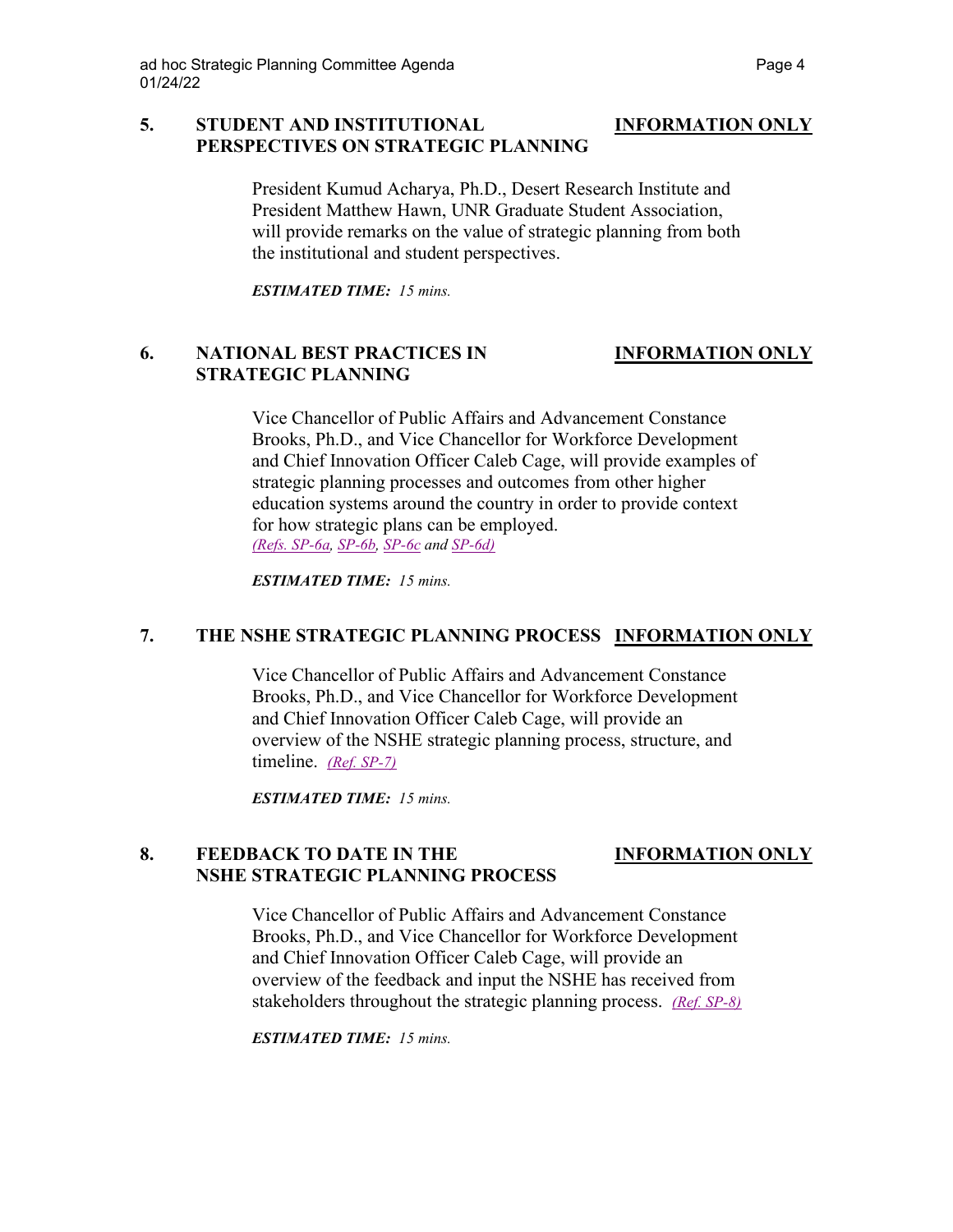**5. STUDENT AND INSTITUTIONAL PERSPECTIVES ON STRATEGIC PLANNING** — **INFORMATION ONLY**

President Kumud Acharya, Ph.D., Desert Research Institute and President Matthew Hawn, UNR Graduate Student Association, will provide remarks on the value of strategic planning from both the institutional and student perspectives.

***ESTIMATED TIME:*** *15 mins.*

**6. NATIONAL BEST PRACTICES IN STRATEGIC PLANNING** — **INFORMATION ONLY**

Vice Chancellor of Public Affairs and Advancement Constance Brooks, Ph.D., and Vice Chancellor for Workforce Development and Chief Innovation Officer Caleb Cage, will provide examples of strategic planning processes and outcomes from other higher education systems around the country in order to provide context for how strategic plans can be employed.
*(Refs. SP-6a, SP-6b, SP-6c and SP-6d)*

***ESTIMATED TIME:*** *15 mins.*

**7. THE NSHE STRATEGIC PLANNING PROCESS** — **INFORMATION ONLY**

Vice Chancellor of Public Affairs and Advancement Constance Brooks, Ph.D., and Vice Chancellor for Workforce Development and Chief Innovation Officer Caleb Cage, will provide an overview of the NSHE strategic planning process, structure, and timeline. *(Ref. SP-7)*

***ESTIMATED TIME:*** *15 mins.*

**8. FEEDBACK TO DATE IN THE NSHE STRATEGIC PLANNING PROCESS** — **INFORMATION ONLY**

Vice Chancellor of Public Affairs and Advancement Constance Brooks, Ph.D., and Vice Chancellor for Workforce Development and Chief Innovation Officer Caleb Cage, will provide an overview of the feedback and input the NSHE has received from stakeholders throughout the strategic planning process. *(Ref. SP-8)*

***ESTIMATED TIME:*** *15 mins.*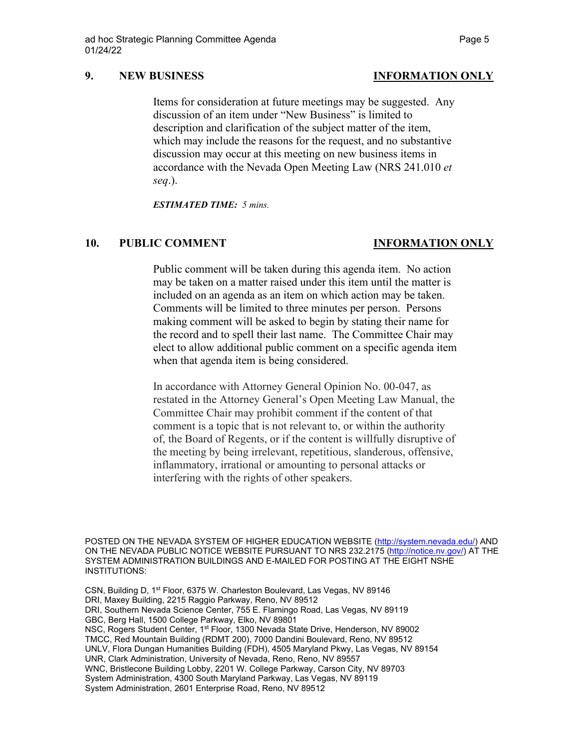## 9. NEW BUSINESS — <u>INFORMATION ONLY</u>

Items for consideration at future meetings may be suggested. Any discussion of an item under "New Business" is limited to description and clarification of the subject matter of the item, which may include the reasons for the request, and no substantive discussion may occur at this meeting on new business items in accordance with the Nevada Open Meeting Law (NRS 241.010 *et seq*.).

***ESTIMATED TIME:*** *5 mins.*

## 10. PUBLIC COMMENT — <u>INFORMATION ONLY</u>

Public comment will be taken during this agenda item. No action may be taken on a matter raised under this item until the matter is included on an agenda as an item on which action may be taken. Comments will be limited to three minutes per person. Persons making comment will be asked to begin by stating their name for the record and to spell their last name. The Committee Chair may elect to allow additional public comment on a specific agenda item when that agenda item is being considered.

In accordance with Attorney General Opinion No. 00-047, as restated in the Attorney General's Open Meeting Law Manual, the Committee Chair may prohibit comment if the content of that comment is a topic that is not relevant to, or within the authority of, the Board of Regents, or if the content is willfully disruptive of the meeting by being irrelevant, repetitious, slanderous, offensive, inflammatory, irrational or amounting to personal attacks or interfering with the rights of other speakers.

POSTED ON THE NEVADA SYSTEM OF HIGHER EDUCATION WEBSITE (http://system.nevada.edu/) AND ON THE NEVADA PUBLIC NOTICE WEBSITE PURSUANT TO NRS 232.2175 (http://notice.nv.gov/) AT THE SYSTEM ADMINISTRATION BUILDINGS AND E-MAILED FOR POSTING AT THE EIGHT NSHE INSTITUTIONS:

CSN, Building D, 1st Floor, 6375 W. Charleston Boulevard, Las Vegas, NV 89146
DRI, Maxey Building, 2215 Raggio Parkway, Reno, NV 89512
DRI, Southern Nevada Science Center, 755 E. Flamingo Road, Las Vegas, NV 89119
GBC, Berg Hall, 1500 College Parkway, Elko, NV 89801
NSC, Rogers Student Center, 1st Floor, 1300 Nevada State Drive, Henderson, NV 89002
TMCC, Red Mountain Building (RDMT 200), 7000 Dandini Boulevard, Reno, NV 89512
UNLV, Flora Dungan Humanities Building (FDH), 4505 Maryland Pkwy, Las Vegas, NV 89154
UNR, Clark Administration, University of Nevada, Reno, Reno, NV 89557
WNC, Bristlecone Building Lobby, 2201 W. College Parkway, Carson City, NV 89703
System Administration, 4300 South Maryland Parkway, Las Vegas, NV 89119
System Administration, 2601 Enterprise Road, Reno, NV 89512